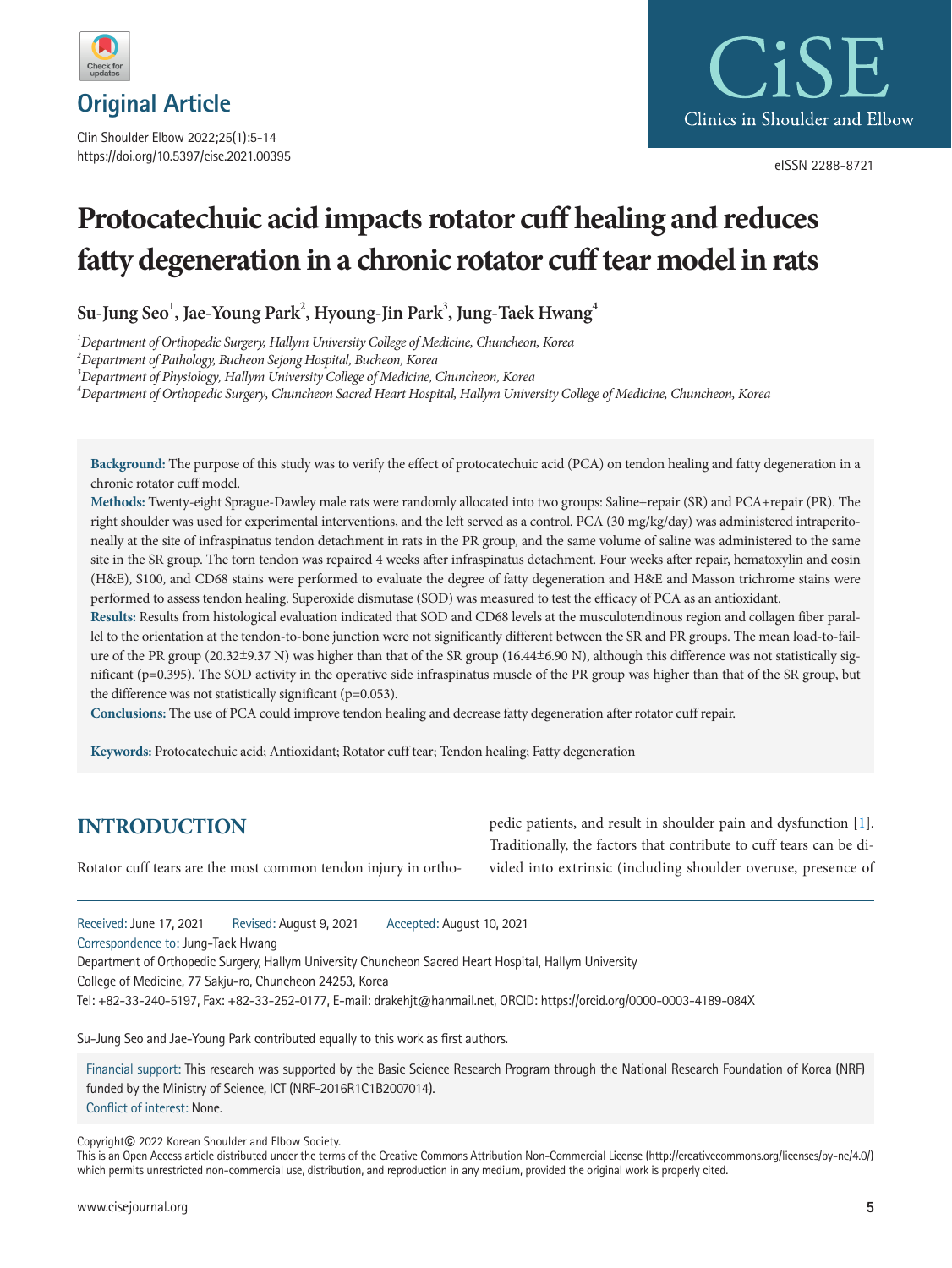Original Article

# Protocatechuic acid impacts rotator cuff healing and reduces fatty degeneration in a chronic rotator cuff tear model in rats

**Su-Jung Seo[1], Jae-Young Park[2], Hyoung-Jin Park[3], Jung-Taek Hwang[4]**

[1]*Department of Orthopedic Surgery, Hallym University College of Medicine, Chuncheon, Korea*
[2]*Department of Pathology, Bucheon Sejong Hospital, Bucheon, Korea*
[3]*Department of Physiology, Hallym University College of Medicine, Chuncheon, Korea*
[4]*Department of Orthopedic Surgery, Chuncheon Sacred Heart Hospital, Hallym University College of Medicine, Chuncheon, Korea*

**Background:** The purpose of this study was to verify the effect of protocatechuic acid (PCA) on tendon healing and fatty degeneration in a chronic rotator cuff model.

**Methods:** Twenty-eight Sprague-Dawley male rats were randomly allocated into two groups: Saline+repair (SR) and PCA+repair (PR). The right shoulder was used for experimental interventions, and the left served as a control. PCA (30 mg/kg/day) was administered intraperitoneally at the site of infraspinatus tendon detachment in rats in the PR group, and the same volume of saline was administered to the same site in the SR group. The torn tendon was repaired 4 weeks after infraspinatus detachment. Four weeks after repair, hematoxylin and eosin (H&E), S100, and CD68 stains were performed to evaluate the degree of fatty degeneration and H&E and Masson trichrome stains were performed to assess tendon healing. Superoxide dismutase (SOD) was measured to test the efficacy of PCA as an antioxidant.

**Results:** Results from histological evaluation indicated that SOD and CD68 levels at the musculotendinous region and collagen fiber parallel to the orientation at the tendon-to-bone junction were not significantly different between the SR and PR groups. The mean load-to-failure of the PR group (20.32±9.37 N) was higher than that of the SR group (16.44±6.90 N), although this difference was not statistically significant (p=0.395). The SOD activity in the operative side infraspinatus muscle of the PR group was higher than that of the SR group, but the difference was not statistically significant (p=0.053).

**Conclusions:** The use of PCA could improve tendon healing and decrease fatty degeneration after rotator cuff repair.

**Keywords:** Protocatechuic acid; Antioxidant; Rotator cuff tear; Tendon healing; Fatty degeneration

## INTRODUCTION

Rotator cuff tears are the most common tendon injury in orthopedic patients, and result in shoulder pain and dysfunction [1]. Traditionally, the factors that contribute to cuff tears can be divided into extrinsic (including shoulder overuse, presence of

---

Received: June 17, 2021 Revised: August 9, 2021 Accepted: August 10, 2021

Correspondence to: Jung-Taek Hwang
Department of Orthopedic Surgery, Hallym University Chuncheon Sacred Heart Hospital, Hallym University College of Medicine, 77 Sakju-ro, Chuncheon 24253, Korea
Tel: +82-33-240-5197, Fax: +82-33-252-0177, E-mail: drakehjt@hanmail.net, ORCID: https://orcid.org/0000-0003-4189-084X

Su-Jung Seo and Jae-Young Park contributed equally to this work as first authors.

Financial support: This research was supported by the Basic Science Research Program through the National Research Foundation of Korea (NRF) funded by the Ministry of Science, ICT (NRF-2016R1C1B2007014).
Conflict of interest: None.

Copyright© 2022 Korean Shoulder and Elbow Society.
This is an Open Access article distributed under the terms of the Creative Commons Attribution Non-Commercial License (http://creativecommons.org/licenses/by-nc/4.0/) which permits unrestricted non-commercial use, distribution, and reproduction in any medium, provided the original work is properly cited.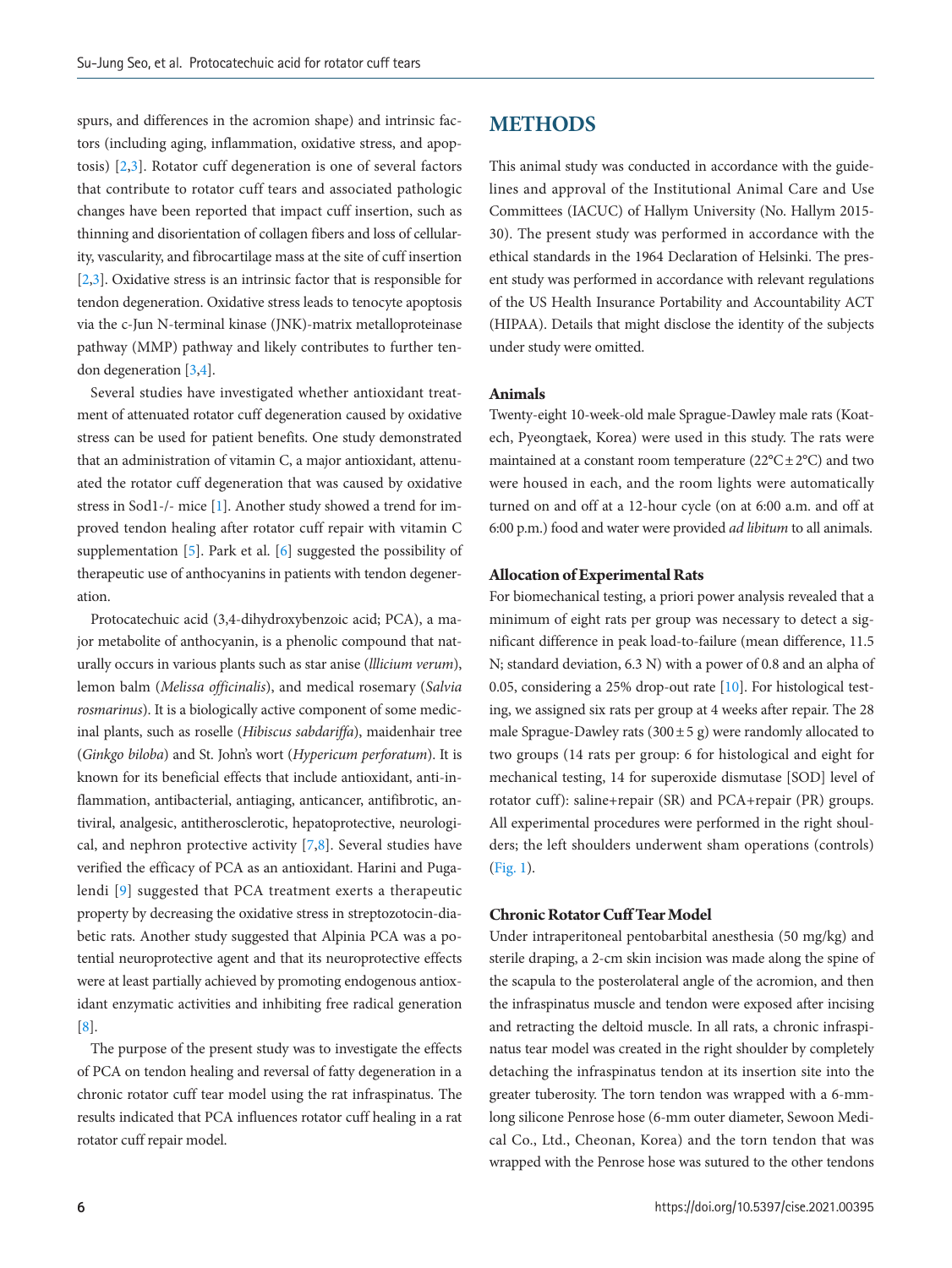spurs, and differences in the acromion shape) and intrinsic factors (including aging, inflammation, oxidative stress, and apoptosis) [2,3]. Rotator cuff degeneration is one of several factors that contribute to rotator cuff tears and associated pathologic changes have been reported that impact cuff insertion, such as thinning and disorientation of collagen fibers and loss of cellularity, vascularity, and fibrocartilage mass at the site of cuff insertion [2,3]. Oxidative stress is an intrinsic factor that is responsible for tendon degeneration. Oxidative stress leads to tenocyte apoptosis via the c-Jun N-terminal kinase (JNK)-matrix metalloproteinase pathway (MMP) pathway and likely contributes to further tendon degeneration [3,4].

Several studies have investigated whether antioxidant treatment of attenuated rotator cuff degeneration caused by oxidative stress can be used for patient benefits. One study demonstrated that an administration of vitamin C, a major antioxidant, attenuated the rotator cuff degeneration that was caused by oxidative stress in Sod1-/- mice [1]. Another study showed a trend for improved tendon healing after rotator cuff repair with vitamin C supplementation [5]. Park et al. [6] suggested the possibility of therapeutic use of anthocyanins in patients with tendon degeneration.

Protocatechuic acid (3,4-dihydroxybenzoic acid; PCA), a major metabolite of anthocyanin, is a phenolic compound that naturally occurs in various plants such as star anise (*lllicium verum*), lemon balm (*Melissa officinalis*), and medical rosemary (*Salvia rosmarinus*). It is a biologically active component of some medicinal plants, such as roselle (*Hibiscus sabdariffa*), maidenhair tree (*Ginkgo biloba*) and St. John's wort (*Hypericum perforatum*). It is known for its beneficial effects that include antioxidant, anti-inflammation, antibacterial, antiaging, anticancer, antifibrotic, antiviral, analgesic, antiatherosclerotic, hepatoprotective, neurological, and nephron protective activity [7,8]. Several studies have verified the efficacy of PCA as an antioxidant. Harini and Pugalendi [9] suggested that PCA treatment exerts a therapeutic property by decreasing the oxidative stress in streptozotocin-diabetic rats. Another study suggested that Alpinia PCA was a potential neuroprotective agent and that its neuroprotective effects were at least partially achieved by promoting endogenous antioxidant enzymatic activities and inhibiting free radical generation [8].

The purpose of the present study was to investigate the effects of PCA on tendon healing and reversal of fatty degeneration in a chronic rotator cuff tear model using the rat infraspinatus. The results indicated that PCA influences rotator cuff healing in a rat rotator cuff repair model.

## METHODS

This animal study was conducted in accordance with the guidelines and approval of the Institutional Animal Care and Use Committees (IACUC) of Hallym University (No. Hallym 2015-30). The present study was performed in accordance with the ethical standards in the 1964 Declaration of Helsinki. The present study was performed in accordance with relevant regulations of the US Health Insurance Portability and Accountability ACT (HIPAA). Details that might disclose the identity of the subjects under study were omitted.

### Animals

Twenty-eight 10-week-old male Sprague-Dawley male rats (Koatech, Pyeongtaek, Korea) were used in this study. The rats were maintained at a constant room temperature (22°C ± 2°C) and two were housed in each, and the room lights were automatically turned on and off at a 12-hour cycle (on at 6:00 a.m. and off at 6:00 p.m.) food and water were provided *ad libitum* to all animals.

### Allocation of Experimental Rats

For biomechanical testing, a priori power analysis revealed that a minimum of eight rats per group was necessary to detect a significant difference in peak load-to-failure (mean difference, 11.5 N; standard deviation, 6.3 N) with a power of 0.8 and an alpha of 0.05, considering a 25% drop-out rate [10]. For histological testing, we assigned six rats per group at 4 weeks after repair. The 28 male Sprague-Dawley rats (300 ± 5 g) were randomly allocated to two groups (14 rats per group: 6 for histological and eight for mechanical testing, 14 for superoxide dismutase [SOD] level of rotator cuff): saline+repair (SR) and PCA+repair (PR) groups. All experimental procedures were performed in the right shoulders; the left shoulders underwent sham operations (controls) (Fig. 1).

### Chronic Rotator Cuff Tear Model

Under intraperitoneal pentobarbital anesthesia (50 mg/kg) and sterile draping, a 2-cm skin incision was made along the spine of the scapula to the posterolateral angle of the acromion, and then the infraspinatus muscle and tendon were exposed after incising and retracting the deltoid muscle. In all rats, a chronic infraspinatus tear model was created in the right shoulder by completely detaching the infraspinatus tendon at its insertion site into the greater tuberosity. The torn tendon was wrapped with a 6-mm-long silicone Penrose hose (6-mm outer diameter, Sewoon Medical Co., Ltd., Cheonan, Korea) and the torn tendon that was wrapped with the Penrose hose was sutured to the other tendons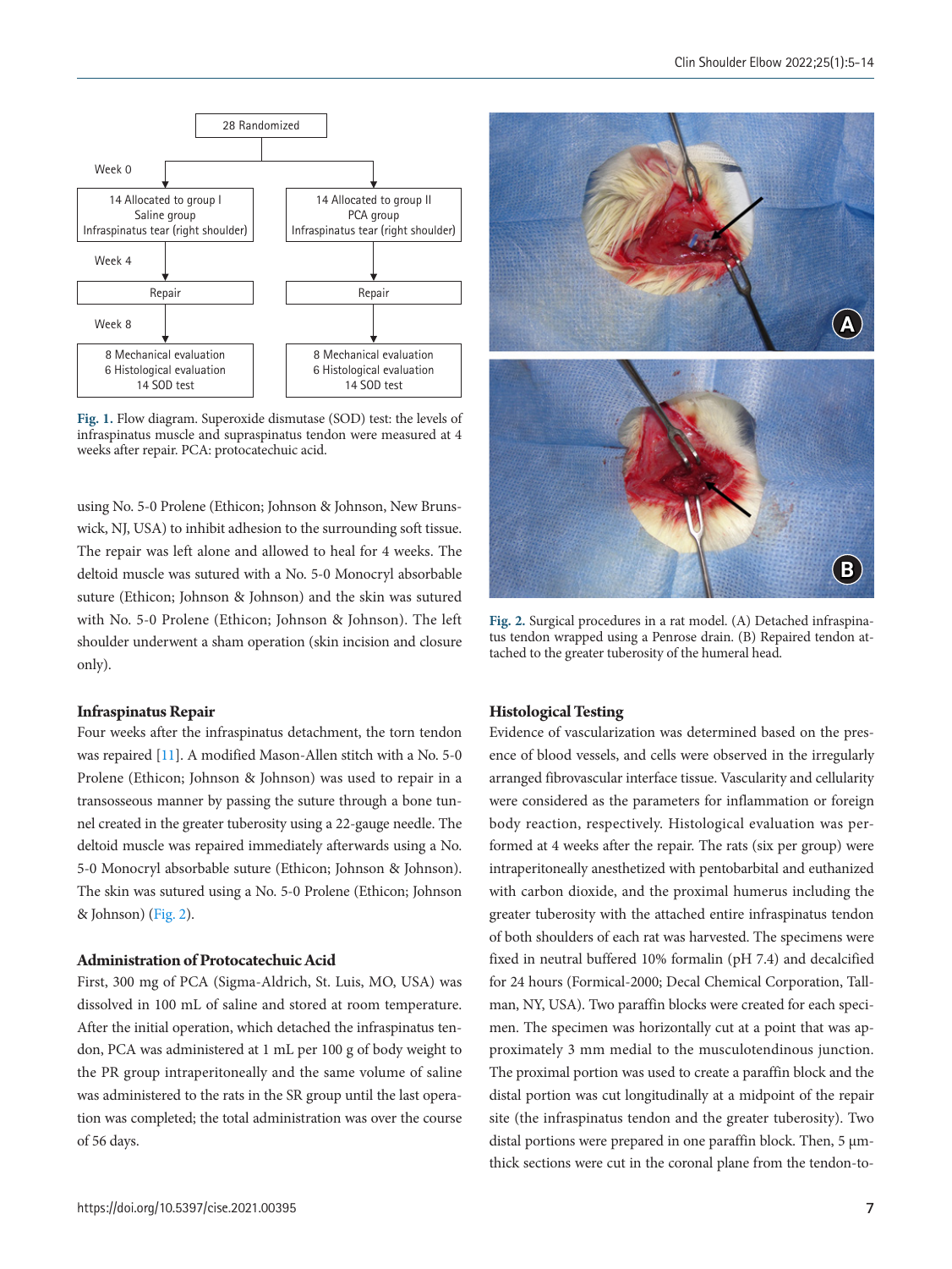28 Randomized

Week 0

| 14 Allocated to group I Saline group Infraspinatus tear (right shoulder) | 14 Allocated to group II PCA group Infraspinatus tear (right shoulder) |
|---|---|

Week 4

| Repair | Repair |
|---|---|

Week 8

| 8 Mechanical evaluation 6 Histological evaluation 14 SOD test | 8 Mechanical evaluation 6 Histological evaluation 14 SOD test |
|---|---|

**Fig. 1.** Flow diagram. Superoxide dismutase (SOD) test: the levels of infraspinatus muscle and supraspinatus tendon were measured at 4 weeks after repair. PCA: protocatechuic acid.

using No. 5-0 Prolene (Ethicon; Johnson & Johnson, New Brunswick, NJ, USA) to inhibit adhesion to the surrounding soft tissue. The repair was left alone and allowed to heal for 4 weeks. The deltoid muscle was sutured with a No. 5-0 Monocryl absorbable suture (Ethicon; Johnson & Johnson) and the skin was sutured with No. 5-0 Prolene (Ethicon; Johnson & Johnson). The left shoulder underwent a sham operation (skin incision and closure only).

### Infraspinatus Repair

Four weeks after the infraspinatus detachment, the torn tendon was repaired [11]. A modified Mason-Allen stitch with a No. 5-0 Prolene (Ethicon; Johnson & Johnson) was used to repair in a transosseous manner by passing the suture through a bone tunnel created in the greater tuberosity using a 22-gauge needle. The deltoid muscle was repaired immediately afterwards using a No. 5-0 Monocryl absorbable suture (Ethicon; Johnson & Johnson). The skin was sutured using a No. 5-0 Prolene (Ethicon; Johnson & Johnson) (Fig. 2).

### Administration of Protocatechuic Acid

First, 300 mg of PCA (Sigma-Aldrich, St. Luis, MO, USA) was dissolved in 100 mL of saline and stored at room temperature. After the initial operation, which detached the infraspinatus tendon, PCA was administered at 1 mL per 100 g of body weight to the PR group intraperitoneally and the same volume of saline was administered to the rats in the SR group until the last operation was completed; the total administration was over the course of 56 days.

**Fig. 2.** Surgical procedures in a rat model. (A) Detached infraspinatus tendon wrapped using a Penrose drain. (B) Repaired tendon attached to the greater tuberosity of the humeral head.

### Histological Testing

Evidence of vascularization was determined based on the presence of blood vessels, and cells were observed in the irregularly arranged fibrovascular interface tissue. Vascularity and cellularity were considered as the parameters for inflammation or foreign body reaction, respectively. Histological evaluation was performed at 4 weeks after the repair. The rats (six per group) were intraperitoneally anesthetized with pentobarbital and euthanized with carbon dioxide, and the proximal humerus including the greater tuberosity with the attached entire infraspinatus tendon of both shoulders of each rat was harvested. The specimens were fixed in neutral buffered 10% formalin (pH 7.4) and decalcified for 24 hours (Formical-2000; Decal Chemical Corporation, Tallman, NY, USA). Two paraffin blocks were created for each specimen. The specimen was horizontally cut at a point that was approximately 3 mm medial to the musculotendinous junction. The proximal portion was used to create a paraffin block and the distal portion was cut longitudinally at a midpoint of the repair site (the infraspinatus tendon and the greater tuberosity). Two distal portions were prepared in one paraffin block. Then, 5 μm-thick sections were cut in the coronal plane from the tendon-to-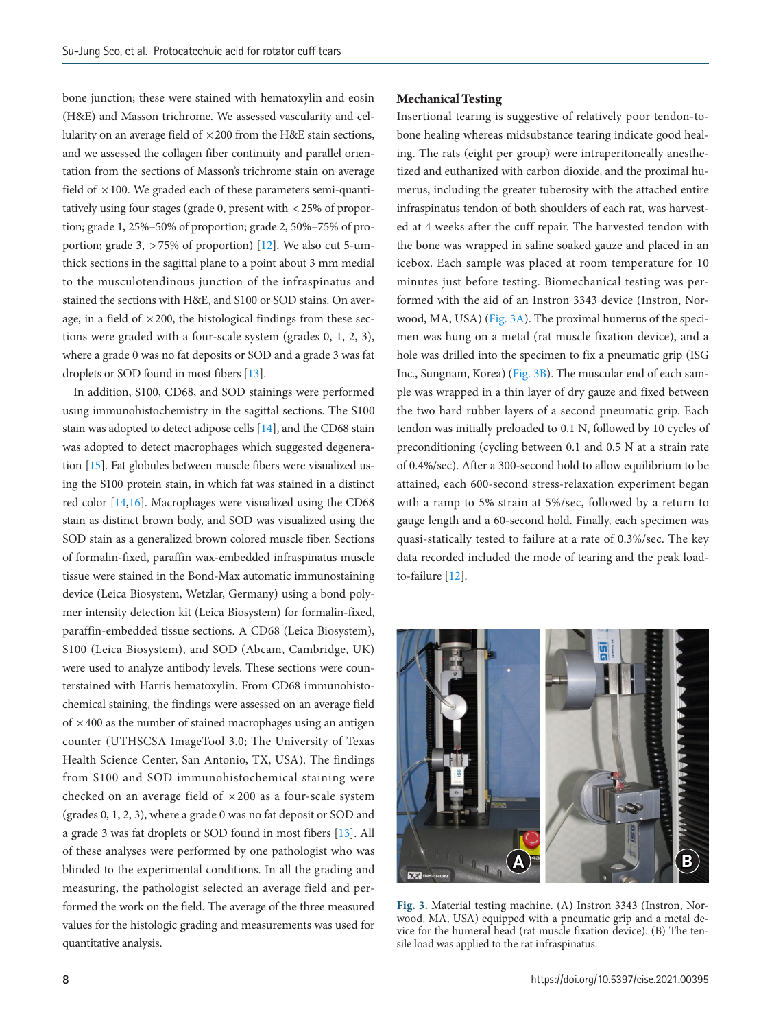bone junction; these were stained with hematoxylin and eosin (H&E) and Masson trichrome. We assessed vascularity and cellularity on an average field of ×200 from the H&E stain sections, and we assessed the collagen fiber continuity and parallel orientation from the sections of Masson's trichrome stain on average field of ×100. We graded each of these parameters semi-quantitatively using four stages (grade 0, present with <25% of proportion; grade 1, 25%–50% of proportion; grade 2, 50%–75% of proportion; grade 3, >75% of proportion) [12]. We also cut 5-um-thick sections in the sagittal plane to a point about 3 mm medial to the musculotendinous junction of the infraspinatus and stained the sections with H&E, and S100 or SOD stains. On average, in a field of ×200, the histological findings from these sections were graded with a four-scale system (grades 0, 1, 2, 3), where a grade 0 was no fat deposits or SOD and a grade 3 was fat droplets or SOD found in most fibers [13].

In addition, S100, CD68, and SOD stainings were performed using immunohistochemistry in the sagittal sections. The S100 stain was adopted to detect adipose cells [14], and the CD68 stain was adopted to detect macrophages which suggested degeneration [15]. Fat globules between muscle fibers were visualized using the S100 protein stain, in which fat was stained in a distinct red color [14,16]. Macrophages were visualized using the CD68 stain as distinct brown body, and SOD was visualized using the SOD stain as a generalized brown colored muscle fiber. Sections of formalin-fixed, paraffin wax-embedded infraspinatus muscle tissue were stained in the Bond-Max automatic immunostaining device (Leica Biosystem, Wetzlar, Germany) using a bond polymer intensity detection kit (Leica Biosystem) for formalin-fixed, paraffin-embedded tissue sections. A CD68 (Leica Biosystem), S100 (Leica Biosystem), and SOD (Abcam, Cambridge, UK) were used to analyze antibody levels. These sections were counterstained with Harris hematoxylin. From CD68 immunohistochemical staining, the findings were assessed on an average field of ×400 as the number of stained macrophages using an antigen counter (UTHSCSA ImageTool 3.0; The University of Texas Health Science Center, San Antonio, TX, USA). The findings from S100 and SOD immunohistochemical staining were checked on an average field of ×200 as a four-scale system (grades 0, 1, 2, 3), where a grade 0 was no fat deposit or SOD and a grade 3 was fat droplets or SOD found in most fibers [13]. All of these analyses were performed by one pathologist who was blinded to the experimental conditions. In all the grading and measuring, the pathologist selected an average field and performed the work on the field. The average of the three measured values for the histologic grading and measurements was used for quantitative analysis.

### Mechanical Testing

Insertional tearing is suggestive of relatively poor tendon-to-bone healing whereas midsubstance tearing indicate good healing. The rats (eight per group) were intraperitoneally anesthetized and euthanized with carbon dioxide, and the proximal humerus, including the greater tuberosity with the attached entire infraspinatus tendon of both shoulders of each rat, was harvested at 4 weeks after the cuff repair. The harvested tendon with the bone was wrapped in saline soaked gauze and placed in an icebox. Each sample was placed at room temperature for 10 minutes just before testing. Biomechanical testing was performed with the aid of an Instron 3343 device (Instron, Norwood, MA, USA) (Fig. 3A). The proximal humerus of the specimen was hung on a metal (rat muscle fixation device), and a hole was drilled into the specimen to fix a pneumatic grip (ISG Inc., Sungnam, Korea) (Fig. 3B). The muscular end of each sample was wrapped in a thin layer of dry gauze and fixed between the two hard rubber layers of a second pneumatic grip. Each tendon was initially preloaded to 0.1 N, followed by 10 cycles of preconditioning (cycling between 0.1 and 0.5 N at a strain rate of 0.4%/sec). After a 300-second hold to allow equilibrium to be attained, each 600-second stress-relaxation experiment began with a ramp to 5% strain at 5%/sec, followed by a return to gauge length and a 60-second hold. Finally, each specimen was quasi-statically tested to failure at a rate of 0.3%/sec. The key data recorded included the mode of tearing and the peak load-to-failure [12].

Fig. 3. Material testing machine. (A) Instron 3343 (Instron, Norwood, MA, USA) equipped with a pneumatic grip and a metal device for the humeral head (rat muscle fixation device). (B) The tensile load was applied to the rat infraspinatus.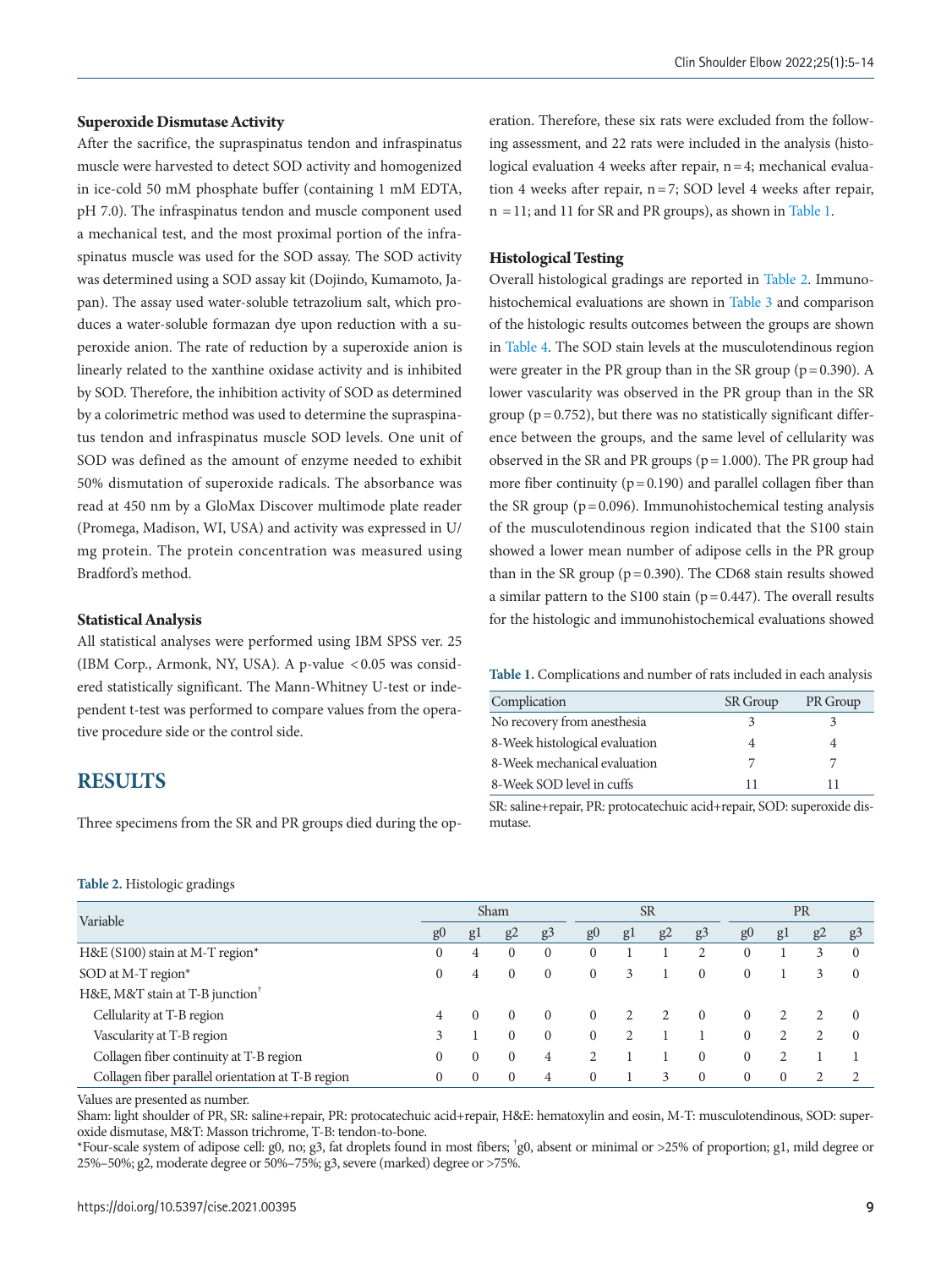### Superoxide Dismutase Activity

After the sacrifice, the supraspinatus tendon and infraspinatus muscle were harvested to detect SOD activity and homogenized in ice-cold 50 mM phosphate buffer (containing 1 mM EDTA, pH 7.0). The infraspinatus tendon and muscle component used a mechanical test, and the most proximal portion of the infraspinatus muscle was used for the SOD assay. The SOD activity was determined using a SOD assay kit (Dojindo, Kumamoto, Japan). The assay used water-soluble tetrazolium salt, which produces a water-soluble formazan dye upon reduction with a superoxide anion. The rate of reduction by a superoxide anion is linearly related to the xanthine oxidase activity and is inhibited by SOD. Therefore, the inhibition activity of SOD as determined by a colorimetric method was used to determine the supraspinatus tendon and infraspinatus muscle SOD levels. One unit of SOD was defined as the amount of enzyme needed to exhibit 50% dismutation of superoxide radicals. The absorbance was read at 450 nm by a GloMax Discover multimode plate reader (Promega, Madison, WI, USA) and activity was expressed in U/mg protein. The protein concentration was measured using Bradford's method.

### Statistical Analysis

All statistical analyses were performed using IBM SPSS ver. 25 (IBM Corp., Armonk, NY, USA). A p-value $<0.05$ was considered statistically significant. The Mann-Whitney U-test or independent t-test was performed to compare values from the operative procedure side or the control side.

## RESULTS

Three specimens from the SR and PR groups died during the operation. Therefore, these six rats were excluded from the following assessment, and 22 rats were included in the analysis (histological evaluation 4 weeks after repair, n = 4; mechanical evaluation 4 weeks after repair, n = 7; SOD level 4 weeks after repair, n = 11; and 11 for SR and PR groups), as shown in Table 1.

### Histological Testing

Overall histological gradings are reported in Table 2. Immunohistochemical evaluations are shown in Table 3 and comparison of the histologic results outcomes between the groups are shown in Table 4. The SOD stain levels at the musculotendinous region were greater in the PR group than in the SR group (p = 0.390). A lower vascularity was observed in the PR group than in the SR group (p = 0.752), but there was no statistically significant difference between the groups, and the same level of cellularity was observed in the SR and PR groups (p = 1.000). The PR group had more fiber continuity (p = 0.190) and parallel collagen fiber than the SR group (p = 0.096). Immunohistochemical testing analysis of the musculotendinous region indicated that the S100 stain showed a lower mean number of adipose cells in the PR group than in the SR group (p = 0.390). The CD68 stain results showed a similar pattern to the S100 stain (p = 0.447). The overall results for the histologic and immunohistochemical evaluations showed

**Table 1.** Complications and number of rats included in each analysis

| Complication | SR Group | PR Group |
|---|---|---|
| No recovery from anesthesia | 3 | 3 |
| 8-Week histological evaluation | 4 | 4 |
| 8-Week mechanical evaluation | 7 | 7 |
| 8-Week SOD level in cuffs | 11 | 11 |

SR: saline+repair, PR: protocatechuic acid+repair, SOD: superoxide dismutase.

**Table 2.** Histologic gradings

| Variable | Sham | | | | SR | | | | PR | | | |
|---|---|---|---|---|---|---|---|---|---|---|---|---|
| | g0 | g1 | g2 | g3 | g0 | g1 | g2 | g3 | g0 | g1 | g2 | g3 |
| H&E (S100) stain at M-T region* | 0 | 4 | 0 | 0 | 0 | 1 | 1 | 2 | 0 | 1 | 3 | 0 |
| SOD at M-T region* | 0 | 4 | 0 | 0 | 0 | 3 | 1 | 0 | 0 | 1 | 3 | 0 |
| H&E, M&T stain at T-B junction[†] | | | | | | | | | | | | |
| Cellularity at T-B region | 4 | 0 | 0 | 0 | 0 | 2 | 2 | 0 | 0 | 2 | 2 | 0 |
| Vascularity at T-B region | 3 | 1 | 0 | 0 | 0 | 2 | 1 | 1 | 0 | 2 | 2 | 0 |
| Collagen fiber continuity at T-B region | 0 | 0 | 0 | 4 | 2 | 1 | 1 | 0 | 0 | 2 | 1 | 1 |
| Collagen fiber parallel orientation at T-B region | 0 | 0 | 0 | 4 | 0 | 1 | 3 | 0 | 0 | 0 | 2 | 2 |

Values are presented as number.

Sham: light shoulder of PR, SR: saline+repair, PR: protocatechuic acid+repair, H&E: hematoxylin and eosin, M-T: musculotendinous, SOD: superoxide dismutase, M&T: Masson trichrome, T-B: tendon-to-bone.

*Four-scale system of adipose cell: g0, no; g3, fat droplets found in most fibers; [†]g0, absent or minimal or >25% of proportion; g1, mild degree or 25%–50%; g2, moderate degree or 50%–75%; g3, severe (marked) degree or >75%.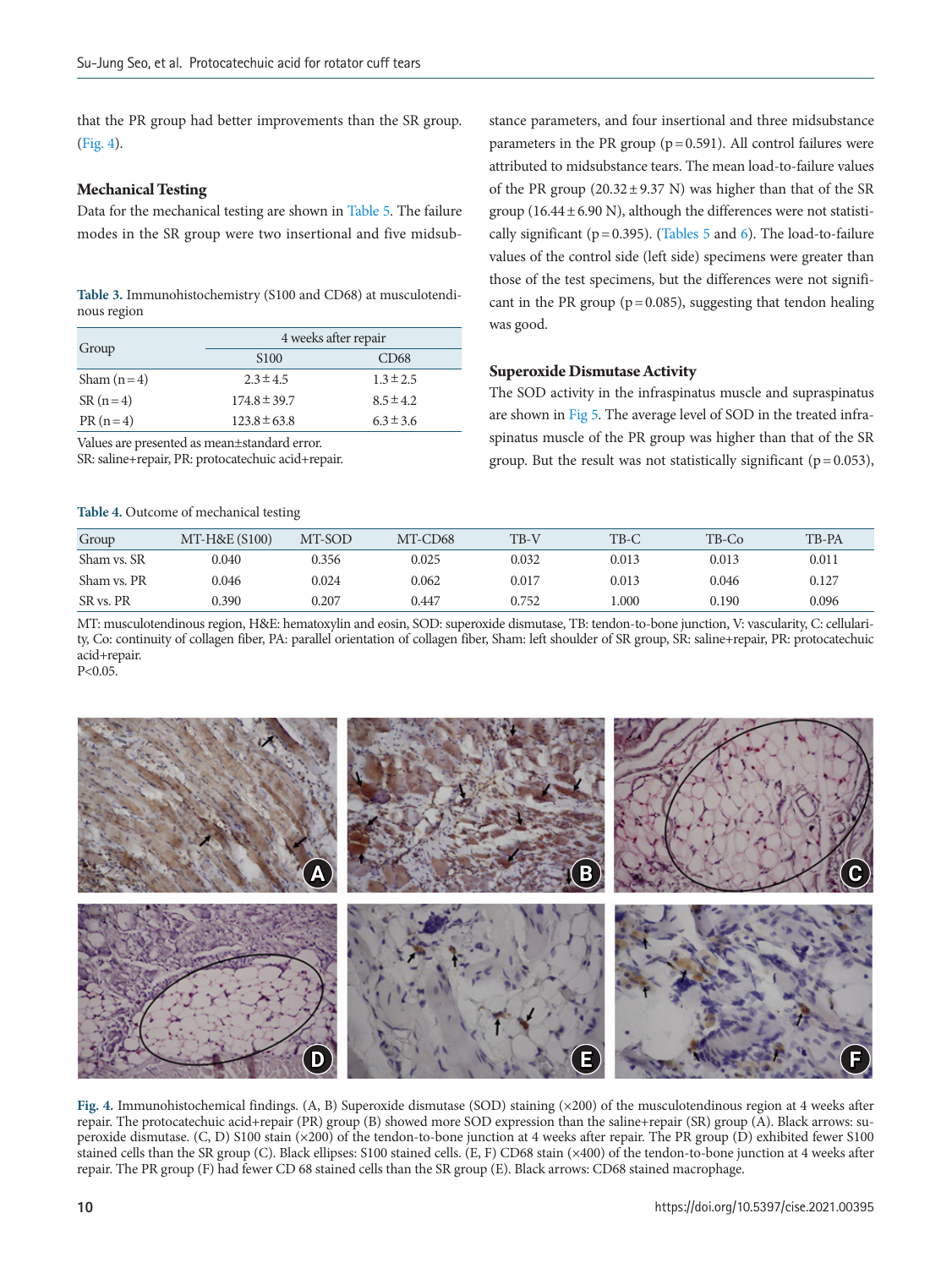that the PR group had better improvements than the SR group. (Fig. 4).

### Mechanical Testing

Data for the mechanical testing are shown in Table 5. The failure modes in the SR group were two insertional and five midsubstance parameters, and four insertional and three midsubstance parameters in the PR group (p=0.591). All control failures were attributed to midsubstance tears. The mean load-to-failure values of the PR group (20.32±9.37 N) was higher than that of the SR group (16.44±6.90 N), although the differences were not statistically significant (p=0.395). (Tables 5 and 6). The load-to-failure values of the control side (left side) specimens were greater than those of the test specimens, but the differences were not significant in the PR group (p=0.085), suggesting that tendon healing was good.

### Superoxide Dismutase Activity

The SOD activity in the infraspinatus muscle and supraspinatus are shown in Fig 5. The average level of SOD in the treated infraspinatus muscle of the PR group was higher than that of the SR group. But the result was not statistically significant (p=0.053),

**Table 3.** Immunohistochemistry (S100 and CD68) at musculotendinous region

| Group | 4 weeks after repair | |
|---|---|---|
| | S100 | CD68 |
| Sham (n=4) | 2.3±4.5 | 1.3±2.5 |
| SR (n=4) | 174.8±39.7 | 8.5±4.2 |
| PR (n=4) | 123.8±63.8 | 6.3±3.6 |

Values are presented as mean±standard error.
SR: saline+repair, PR: protocatechuic acid+repair.

**Table 4.** Outcome of mechanical testing

| Group | MT-H&E (S100) | MT-SOD | MT-CD68 | TB-V | TB-C | TB-Co | TB-PA |
|---|---|---|---|---|---|---|---|
| Sham vs. SR | 0.040 | 0.356 | 0.025 | 0.032 | 0.013 | 0.013 | 0.011 |
| Sham vs. PR | 0.046 | 0.024 | 0.062 | 0.017 | 0.013 | 0.046 | 0.127 |
| SR vs. PR | 0.390 | 0.207 | 0.447 | 0.752 | 1.000 | 0.190 | 0.096 |

MT: musculotendinous region, H&E: hematoxylin and eosin, SOD: superoxide dismutase, TB: tendon-to-bone junction, V: vascularity, C: cellularity, Co: continuity of collagen fiber, PA: parallel orientation of collagen fiber, Sham: left shoulder of SR group, SR: saline+repair, PR: protocatechuic acid+repair.
P<0.05.

**Fig. 4.** Immunohistochemical findings. (A, B) Superoxide dismutase (SOD) staining (×200) of the musculotendinous region at 4 weeks after repair. The protocatechuic acid+repair (PR) group (B) showed more SOD expression than the saline+repair (SR) group (A). Black arrows: superoxide dismutase. (C, D) S100 stain (×200) of the tendon-to-bone junction at 4 weeks after repair. The PR group (D) exhibited fewer S100 stained cells than the SR group (C). Black ellipses: S100 stained cells. (E, F) CD68 stain (×400) of the tendon-to-bone junction at 4 weeks after repair. The PR group (F) had fewer CD 68 stained cells than the SR group (E). Black arrows: CD68 stained macrophage.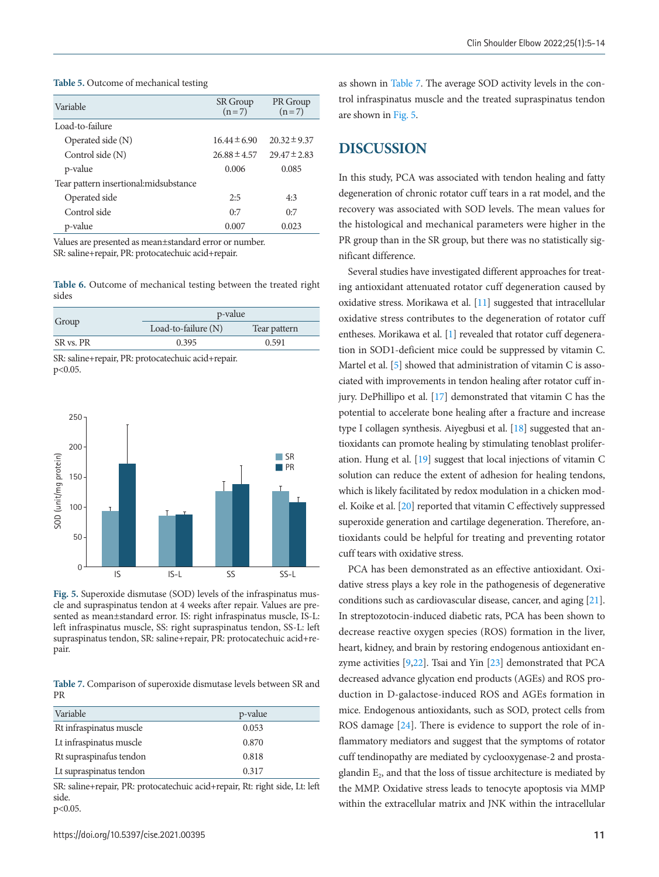**Table 5.** Outcome of mechanical testing

| Variable | SR Group (n=7) | PR Group (n=7) |
|---|---|---|
| Load-to-failure | | |
| Operated side (N) | 16.44±6.90 | 20.32±9.37 |
| Control side (N) | 26.88±4.57 | 29.47±2.83 |
| p-value | 0.006 | 0.085 |
| Tear pattern insertional:midsubstance | | |
| Operated side | 2:5 | 4:3 |
| Control side | 0:7 | 0:7 |
| p-value | 0.007 | 0.023 |

Values are presented as mean±standard error or number.
SR: saline+repair, PR: protocatechuic acid+repair.

**Table 6.** Outcome of mechanical testing between the treated right sides

| Group | p-value | |
|---|---|---|
| | Load-to-failure (N) | Tear pattern |
| SR vs. PR | 0.395 | 0.591 |

SR: saline+repair, PR: protocatechuic acid+repair.
p<0.05.

**Fig. 5.** Superoxide dismutase (SOD) levels of the infraspinatus muscle and supraspinatus tendon at 4 weeks after repair. Values are presented as mean±standard error. IS: right infraspinatus muscle, IS-L: left infraspinatus muscle, SS: right supraspinatus tendon, SS-L: left supraspinatus tendon, SR: saline+repair, PR: protocatechuic acid+repair.

**Table 7.** Comparison of superoxide dismutase levels between SR and PR

| Variable | p-value |
|---|---|
| Rt infraspinatus muscle | 0.053 |
| Lt infraspinatus muscle | 0.870 |
| Rt supraspinafus tendon | 0.818 |
| Lt supraspinatus tendon | 0.317 |

SR: saline+repair, PR: protocatechuic acid+repair, Rt: right side, Lt: left side.
p<0.05.

as shown in Table 7. The average SOD activity levels in the control infraspinatus muscle and the treated supraspinatus tendon are shown in Fig. 5.

## DISCUSSION

In this study, PCA was associated with tendon healing and fatty degeneration of chronic rotator cuff tears in a rat model, and the recovery was associated with SOD levels. The mean values for the histological and mechanical parameters were higher in the PR group than in the SR group, but there was no statistically significant difference.

Several studies have investigated different approaches for treating antioxidant attenuated rotator cuff degeneration caused by oxidative stress. Morikawa et al. [11] suggested that intracellular oxidative stress contributes to the degeneration of rotator cuff entheses. Morikawa et al. [1] revealed that rotator cuff degeneration in SOD1-deficient mice could be suppressed by vitamin C. Martel et al. [5] showed that administration of vitamin C is associated with improvements in tendon healing after rotator cuff injury. DePhillipo et al. [17] demonstrated that vitamin C has the potential to accelerate bone healing after a fracture and increase type I collagen synthesis. Aiyegbusi et al. [18] suggested that antioxidants can promote healing by stimulating tenoblast proliferation. Hung et al. [19] suggest that local injections of vitamin C solution can reduce the extent of adhesion for healing tendons, which is likely facilitated by redox modulation in a chicken model. Koike et al. [20] reported that vitamin C effectively suppressed superoxide generation and cartilage degeneration. Therefore, antioxidants could be helpful for treating and preventing rotator cuff tears with oxidative stress.

PCA has been demonstrated as an effective antioxidant. Oxidative stress plays a key role in the pathogenesis of degenerative conditions such as cardiovascular disease, cancer, and aging [21]. In streptozotocin-induced diabetic rats, PCA has been shown to decrease reactive oxygen species (ROS) formation in the liver, heart, kidney, and brain by restoring endogenous antioxidant enzyme activities [9,22]. Tsai and Yin [23] demonstrated that PCA decreased advance glycation end products (AGEs) and ROS production in D-galactose-induced ROS and AGEs formation in mice. Endogenous antioxidants, such as SOD, protect cells from ROS damage [24]. There is evidence to support the role of inflammatory mediators and suggest that the symptoms of rotator cuff tendinopathy are mediated by cyclooxygenase-2 and prostaglandin $E_2$, and that the loss of tissue architecture is mediated by the MMP. Oxidative stress leads to tenocyte apoptosis via MMP within the extracellular matrix and JNK within the intracellular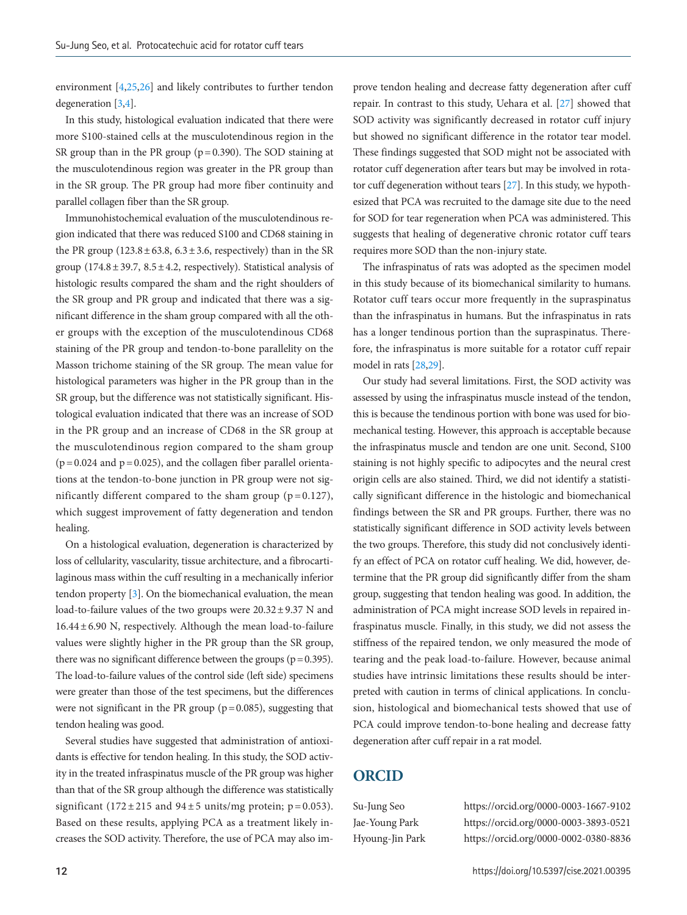environment [4,25,26] and likely contributes to further tendon degeneration [3,4].

In this study, histological evaluation indicated that there were more S100-stained cells at the musculotendinous region in the SR group than in the PR group (p = 0.390). The SOD staining at the musculotendinous region was greater in the PR group than in the SR group. The PR group had more fiber continuity and parallel collagen fiber than the SR group.

Immunohistochemical evaluation of the musculotendinous region indicated that there was reduced S100 and CD68 staining in the PR group (123.8 ± 63.8, 6.3 ± 3.6, respectively) than in the SR group (174.8 ± 39.7, 8.5 ± 4.2, respectively). Statistical analysis of histologic results compared the sham and the right shoulders of the SR group and PR group and indicated that there was a significant difference in the sham group compared with all the other groups with the exception of the musculotendinous CD68 staining of the PR group and tendon-to-bone parallelity on the Masson trichome staining of the SR group. The mean value for histological parameters was higher in the PR group than in the SR group, but the difference was not statistically significant. Histological evaluation indicated that there was an increase of SOD in the PR group and an increase of CD68 in the SR group at the musculotendinous region compared to the sham group (p = 0.024 and p = 0.025), and the collagen fiber parallel orientations at the tendon-to-bone junction in PR group were not significantly different compared to the sham group (p = 0.127), which suggest improvement of fatty degeneration and tendon healing.

On a histological evaluation, degeneration is characterized by loss of cellularity, vascularity, tissue architecture, and a fibrocartilaginous mass within the cuff resulting in a mechanically inferior tendon property [3]. On the biomechanical evaluation, the mean load-to-failure values of the two groups were 20.32 ± 9.37 N and 16.44 ± 6.90 N, respectively. Although the mean load-to-failure values were slightly higher in the PR group than the SR group, there was no significant difference between the groups (p = 0.395). The load-to-failure values of the control side (left side) specimens were greater than those of the test specimens, but the differences were not significant in the PR group (p = 0.085), suggesting that tendon healing was good.

Several studies have suggested that administration of antioxidants is effective for tendon healing. In this study, the SOD activity in the treated infraspinatus muscle of the PR group was higher than that of the SR group although the difference was statistically significant (172 ± 215 and 94 ± 5 units/mg protein; p = 0.053). Based on these results, applying PCA as a treatment likely increases the SOD activity. Therefore, the use of PCA may also improve tendon healing and decrease fatty degeneration after cuff repair. In contrast to this study, Uehara et al. [27] showed that SOD activity was significantly decreased in rotator cuff injury but showed no significant difference in the rotator tear model. These findings suggested that SOD might not be associated with rotator cuff degeneration after tears but may be involved in rotator cuff degeneration without tears [27]. In this study, we hypothesized that PCA was recruited to the damage site due to the need for SOD for tear regeneration when PCA was administered. This suggests that healing of degenerative chronic rotator cuff tears requires more SOD than the non-injury state.

The infraspinatus of rats was adopted as the specimen model in this study because of its biomechanical similarity to humans. Rotator cuff tears occur more frequently in the supraspinatus than the infraspinatus in humans. But the infraspinatus in rats has a longer tendinous portion than the supraspinatus. Therefore, the infraspinatus is more suitable for a rotator cuff repair model in rats [28,29].

Our study had several limitations. First, the SOD activity was assessed by using the infraspinatus muscle instead of the tendon, this is because the tendinous portion with bone was used for biomechanical testing. However, this approach is acceptable because the infraspinatus muscle and tendon are one unit. Second, S100 staining is not highly specific to adipocytes and the neural crest origin cells are also stained. Third, we did not identify a statistically significant difference in the histologic and biomechanical findings between the SR and PR groups. Further, there was no statistically significant difference in SOD activity levels between the two groups. Therefore, this study did not conclusively identify an effect of PCA on rotator cuff healing. We did, however, determine that the PR group did significantly differ from the sham group, suggesting that tendon healing was good. In addition, the administration of PCA might increase SOD levels in repaired infraspinatus muscle. Finally, in this study, we did not assess the stiffness of the repaired tendon, we only measured the mode of tearing and the peak load-to-failure. However, because animal studies have intrinsic limitations these results should be interpreted with caution in terms of clinical applications. In conclusion, histological and biomechanical tests showed that use of PCA could improve tendon-to-bone healing and decrease fatty degeneration after cuff repair in a rat model.

## ORCID

Su-Jung Seo https://orcid.org/0000-0003-1667-9102
Jae-Young Park https://orcid.org/0000-0003-3893-0521
Hyoung-Jin Park https://orcid.org/0000-0002-0380-8836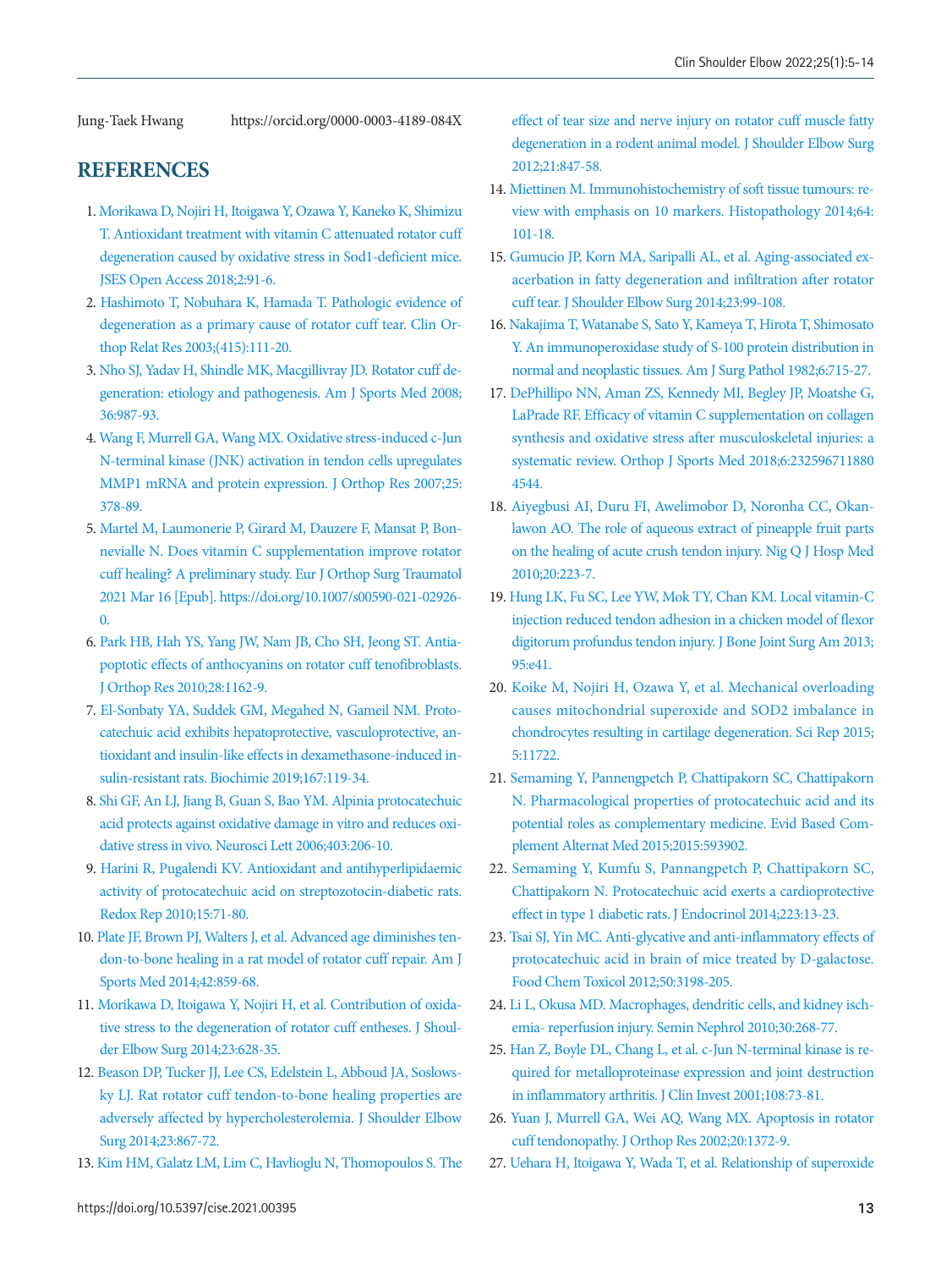Jung-Taek Hwang https://orcid.org/0000-0003-4189-084X

## REFERENCES

1. Morikawa D, Nojiri H, Itoigawa Y, Ozawa Y, Kaneko K, Shimizu T. Antioxidant treatment with vitamin C attenuated rotator cuff degeneration caused by oxidative stress in Sod1-deficient mice. JSES Open Access 2018;2:91-6.
2. Hashimoto T, Nobuhara K, Hamada T. Pathologic evidence of degeneration as a primary cause of rotator cuff tear. Clin Orthop Relat Res 2003;(415):111-20.
3. Nho SJ, Yadav H, Shindle MK, Macgillivray JD. Rotator cuff degeneration: etiology and pathogenesis. Am J Sports Med 2008; 36:987-93.
4. Wang F, Murrell GA, Wang MX. Oxidative stress-induced c-Jun N-terminal kinase (JNK) activation in tendon cells upregulates MMP1 mRNA and protein expression. J Orthop Res 2007;25: 378-89.
5. Martel M, Laumonerie P, Girard M, Dauzere F, Mansat P, Bonnevialle N. Does vitamin C supplementation improve rotator cuff healing? A preliminary study. Eur J Orthop Surg Traumatol 2021 Mar 16 [Epub]. https://doi.org/10.1007/s00590-021-02926-0.
6. Park HB, Hah YS, Yang JW, Nam JB, Cho SH, Jeong ST. Antiapoptotic effects of anthocyanins on rotator cuff tenofibroblasts. J Orthop Res 2010;28:1162-9.
7. El-Sonbaty YA, Suddek GM, Megahed N, Gameil NM. Protocatechuic acid exhibits hepatoprotective, vasculoprotective, antioxidant and insulin-like effects in dexamethasone-induced insulin-resistant rats. Biochimie 2019;167:119-34.
8. Shi GF, An LJ, Jiang B, Guan S, Bao YM. Alpinia protocatechuic acid protects against oxidative damage in vitro and reduces oxidative stress in vivo. Neurosci Lett 2006;403:206-10.
9. Harini R, Pugalendi KV. Antioxidant and antihyperlipidaemic activity of protocatechuic acid on streptozotocin-diabetic rats. Redox Rep 2010;15:71-80.
10. Plate JF, Brown PJ, Walters J, et al. Advanced age diminishes tendon-to-bone healing in a rat model of rotator cuff repair. Am J Sports Med 2014;42:859-68.
11. Morikawa D, Itoigawa Y, Nojiri H, et al. Contribution of oxidative stress to the degeneration of rotator cuff entheses. J Shoulder Elbow Surg 2014;23:628-35.
12. Beason DP, Tucker JJ, Lee CS, Edelstein L, Abboud JA, Soslowsky LJ. Rat rotator cuff tendon-to-bone healing properties are adversely affected by hypercholesterolemia. J Shoulder Elbow Surg 2014;23:867-72.
13. Kim HM, Galatz LM, Lim C, Havlioglu N, Thomopoulos S. The effect of tear size and nerve injury on rotator cuff muscle fatty degeneration in a rodent animal model. J Shoulder Elbow Surg 2012;21:847-58.
14. Miettinen M. Immunohistochemistry of soft tissue tumours: review with emphasis on 10 markers. Histopathology 2014;64: 101-18.
15. Gumucio JP, Korn MA, Saripalli AL, et al. Aging-associated exacerbation in fatty degeneration and infiltration after rotator cuff tear. J Shoulder Elbow Surg 2014;23:99-108.
16. Nakajima T, Watanabe S, Sato Y, Kameya T, Hirota T, Shimosato Y. An immunoperoxidase study of S-100 protein distribution in normal and neoplastic tissues. Am J Surg Pathol 1982;6:715-27.
17. DePhillipo NN, Aman ZS, Kennedy MI, Begley JP, Moatshe G, LaPrade RF. Efficacy of vitamin C supplementation on collagen synthesis and oxidative stress after musculoskeletal injuries: a systematic review. Orthop J Sports Med 2018;6:2325967118804544.
18. Aiyegbusi AI, Duru FI, Awelimobor D, Noronha CC, Okanlawon AO. The role of aqueous extract of pineapple fruit parts on the healing of acute crush tendon injury. Nig Q J Hosp Med 2010;20:223-7.
19. Hung LK, Fu SC, Lee YW, Mok TY, Chan KM. Local vitamin-C injection reduced tendon adhesion in a chicken model of flexor digitorum profundus tendon injury. J Bone Joint Surg Am 2013; 95:e41.
20. Koike M, Nojiri H, Ozawa Y, et al. Mechanical overloading causes mitochondrial superoxide and SOD2 imbalance in chondrocytes resulting in cartilage degeneration. Sci Rep 2015; 5:11722.
21. Semaming Y, Pannengpetch P, Chattipakorn SC, Chattipakorn N. Pharmacological properties of protocatechuic acid and its potential roles as complementary medicine. Evid Based Complement Alternat Med 2015;2015:593902.
22. Semaming Y, Kumfu S, Pannangpetch P, Chattipakorn SC, Chattipakorn N. Protocatechuic acid exerts a cardioprotective effect in type 1 diabetic rats. J Endocrinol 2014;223:13-23.
23. Tsai SJ, Yin MC. Anti-glycative and anti-inflammatory effects of protocatechuic acid in brain of mice treated by D-galactose. Food Chem Toxicol 2012;50:3198-205.
24. Li L, Okusa MD. Macrophages, dendritic cells, and kidney ischemia- reperfusion injury. Semin Nephrol 2010;30:268-77.
25. Han Z, Boyle DL, Chang L, et al. c-Jun N-terminal kinase is required for metalloproteinase expression and joint destruction in inflammatory arthritis. J Clin Invest 2001;108:73-81.
26. Yuan J, Murrell GA, Wei AQ, Wang MX. Apoptosis in rotator cuff tendonopathy. J Orthop Res 2002;20:1372-9.
27. Uehara H, Itoigawa Y, Wada T, et al. Relationship of superoxide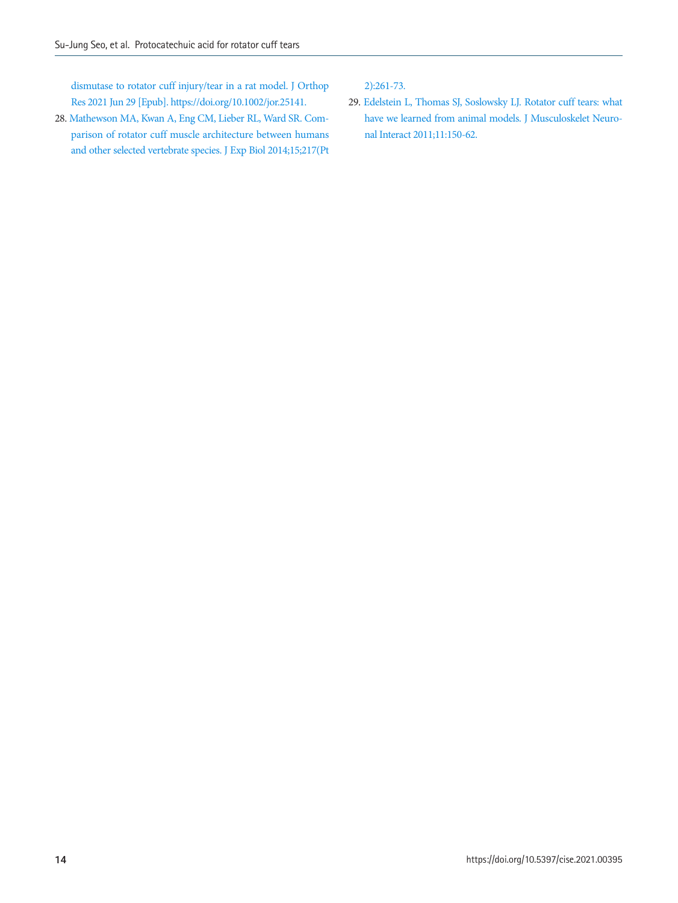dismutase to rotator cuff injury/tear in a rat model. J Orthop Res 2021 Jun 29 [Epub]. https://doi.org/10.1002/jor.25141.

28. Mathewson MA, Kwan A, Eng CM, Lieber RL, Ward SR. Comparison of rotator cuff muscle architecture between humans and other selected vertebrate species. J Exp Biol 2014;15;217(Pt 2):261-73.

29. Edelstein L, Thomas SJ, Soslowsky LJ. Rotator cuff tears: what have we learned from animal models. J Musculoskelet Neuronal Interact 2011;11:150-62.